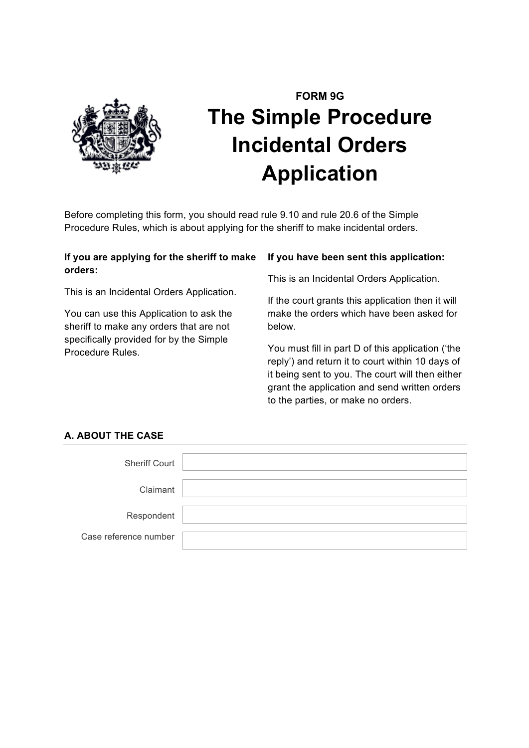**FORM 9G**

# The Simple Procedure Incidental Orders Application

Before completing this form, you should read rule 9.10 and rule 20.6 of the Simple Procedure Rules, which is about applying for the sheriff to make incidental orders.

**If you are applying for the sheriff to make orders:**

This is an Incidental Orders Application.

You can use this Application to ask the sheriff to make any orders that are not specifically provided for by the Simple Procedure Rules.

**If you have been sent this application:**

This is an Incidental Orders Application.

If the court grants this application then it will make the orders which have been asked for below.

You must fill in part D of this application ('the reply') and return it to court within 10 days of it being sent to you. The court will then either grant the application and send written orders to the parties, or make no orders.

## A. ABOUT THE CASE

| | |
|---|---|
| Sheriff Court | |
| Claimant | |
| Respondent | |
| Case reference number | |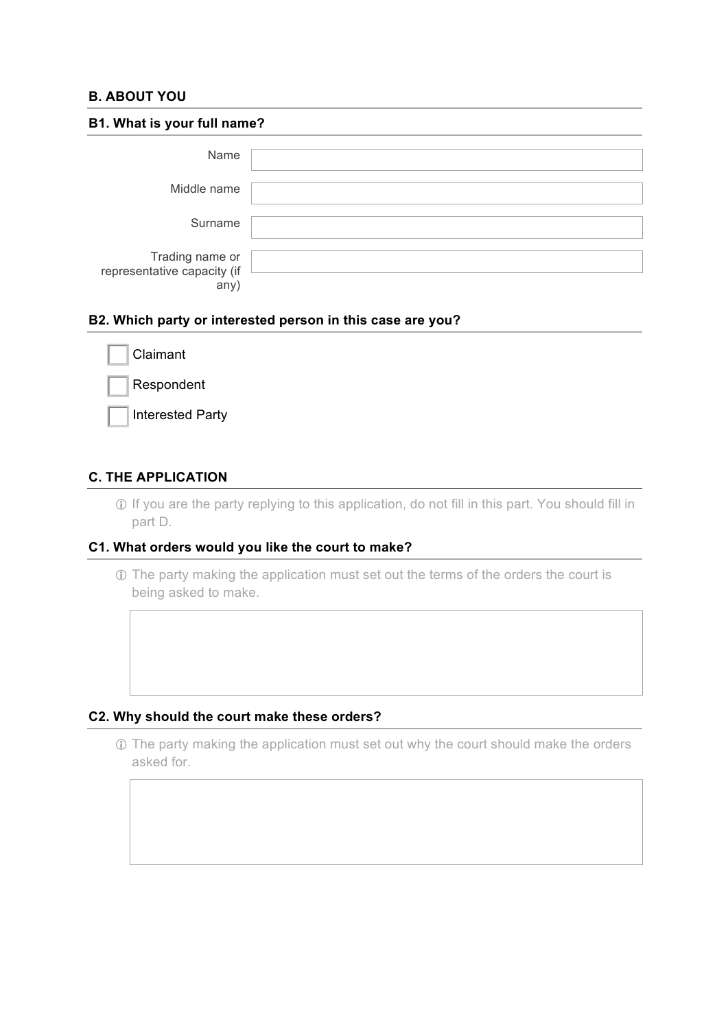## B. ABOUT YOU

### B1. What is your full name?

| | |
|---|---|
| Name | |
| Middle name | |
| Surname | |
| Trading name or representative capacity (if any) | |

### B2. Which party or interested person in this case are you?

- [ ] Claimant
- [ ] Respondent
- [ ] Interested Party

## C. THE APPLICATION

ⓘ If you are the party replying to this application, do not fill in this part. You should fill in part D.

### C1. What orders would you like the court to make?

ⓘ The party making the application must set out the terms of the orders the court is being asked to make.

### C2. Why should the court make these orders?

ⓘ The party making the application must set out why the court should make the orders asked for.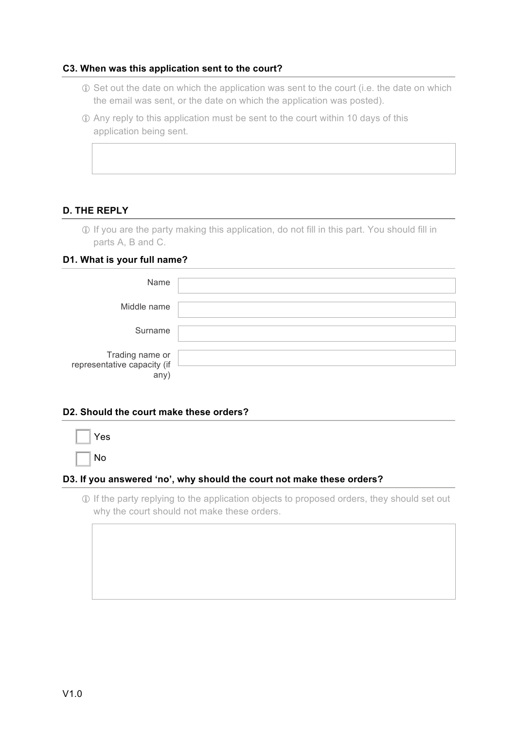### C3. When was this application sent to the court?

ⓘ Set out the date on which the application was sent to the court (i.e. the date on which the email was sent, or the date on which the application was posted).

ⓘ Any reply to this application must be sent to the court within 10 days of this application being sent.

## D. THE REPLY

ⓘ If you are the party making this application, do not fill in this part. You should fill in parts A, B and C.

### D1. What is your full name?

| | |
|---|---|
| Name | |
| Middle name | |
| Surname | |
| Trading name or representative capacity (if any) | |

### D2. Should the court make these orders?

- [ ] Yes
- [ ] No

### D3. If you answered 'no', why should the court not make these orders?

ⓘ If the party replying to the application objects to proposed orders, they should set out why the court should not make these orders.

V1.0